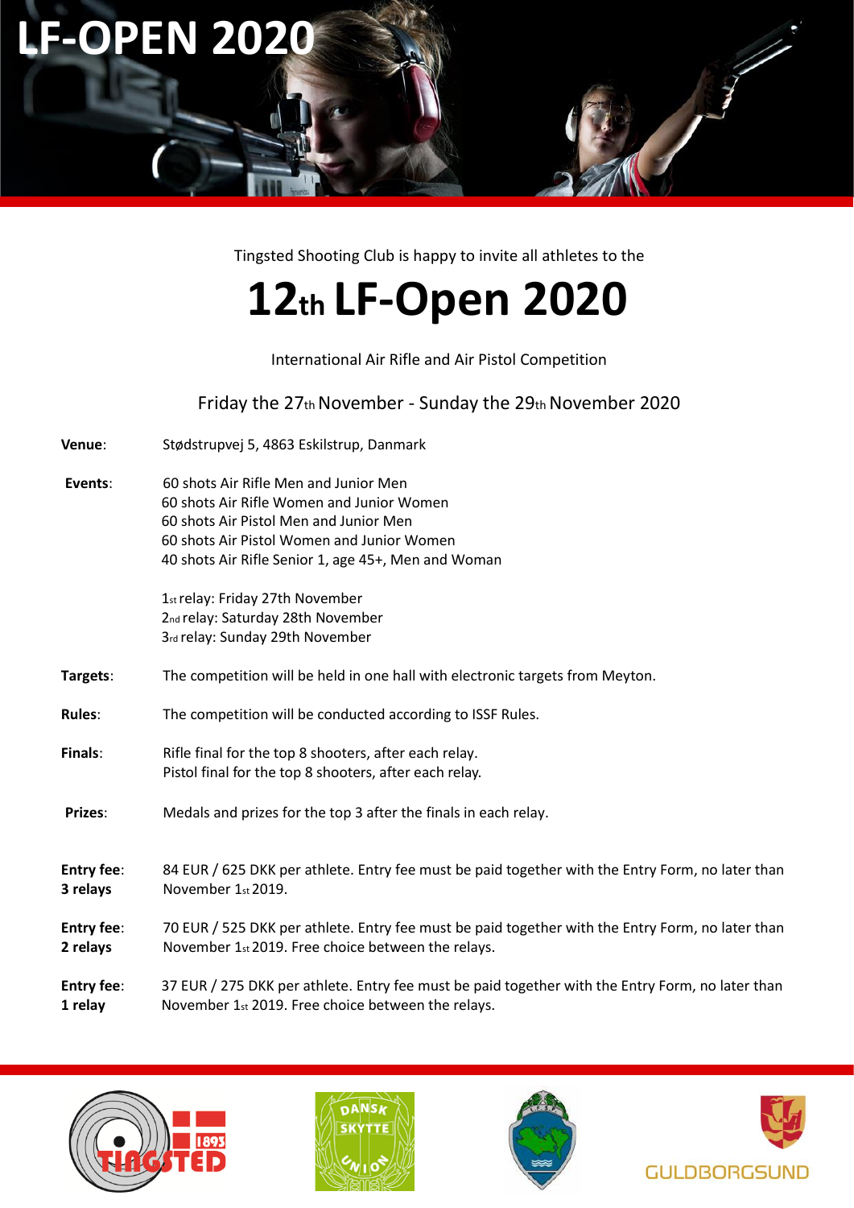# LF-OPEN 2020

Tingsted Shooting Club is happy to invite all athletes to the

# 12th LF-Open 2020

International Air Rifle and Air Pistol Competition

Friday the 27th November - Sunday the 29th November 2020

**Venue**: Stødstrupvej 5, 4863 Eskilstrup, Danmark

**Events**:
60 shots Air Rifle Men and Junior Men
60 shots Air Rifle Women and Junior Women
60 shots Air Pistol Men and Junior Men
60 shots Air Pistol Women and Junior Women
40 shots Air Rifle Senior 1, age 45+, Men and Woman

1st relay: Friday 27th November
2nd relay: Saturday 28th November
3rd relay: Sunday 29th November

**Targets**: The competition will be held in one hall with electronic targets from Meyton.

**Rules**: The competition will be conducted according to ISSF Rules.

**Finals**:
Rifle final for the top 8 shooters, after each relay.
Pistol final for the top 8 shooters, after each relay.

**Prizes**: Medals and prizes for the top 3 after the finals in each relay.

**Entry fee: 3 relays** 84 EUR / 625 DKK per athlete. Entry fee must be paid together with the Entry Form, no later than November 1st 2019.

**Entry fee: 2 relays** 70 EUR / 525 DKK per athlete. Entry fee must be paid together with the Entry Form, no later than November 1st 2019. Free choice between the relays.

**Entry fee: 1 relay** 37 EUR / 275 DKK per athlete. Entry fee must be paid together with the Entry Form, no later than November 1st 2019. Free choice between the relays.

TINGSTED 1893 · DANSK SKYTTE UNION · GULDBORGSUND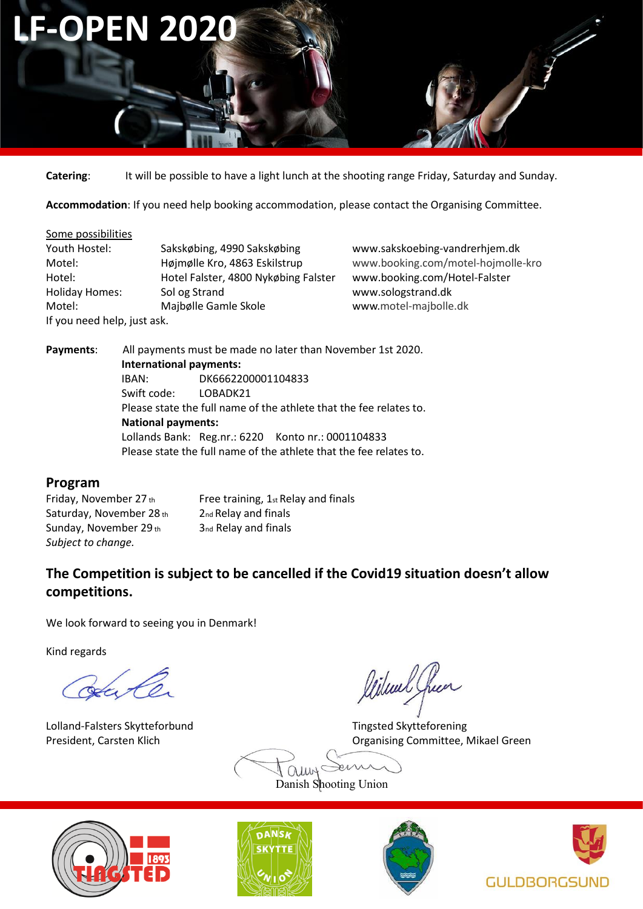# LF-OPEN 2020

**Catering**: It will be possible to have a light lunch at the shooting range Friday, Saturday and Sunday.

**Accommodation**: If you need help booking accommodation, please contact the Organising Committee.

Some possibilities

| | | |
|---|---|---|
| Youth Hostel: | Sakskøbing, 4990 Sakskøbing | www.sakskoebing-vandrerhjem.dk |
| Motel: | Højmølle Kro, 4863 Eskilstrup | www.booking.com/motel-hojmolle-kro |
| Hotel: | Hotel Falster, 4800 Nykøbing Falster | www.booking.com/Hotel-Falster |
| Holiday Homes: | Sol og Strand | www.sologstrand.dk |
| Motel: | Majbølle Gamle Skole | www.motel-majbolle.dk |

If you need help, just ask.

**Payments**: All payments must be made no later than November 1st 2020.

**International payments:**
IBAN: DK6662200001104833
Swift code: LOBADK21
Please state the full name of the athlete that the fee relates to.

**National payments:**
Lollands Bank: Reg.nr.: 6220 Konto nr.: 0001104833
Please state the full name of the athlete that the fee relates to.

## Program

| | |
|---|---|
| Friday, November 27th | Free training, 1st Relay and finals |
| Saturday, November 28th | 2nd Relay and finals |
| Sunday, November 29th | 3nd Relay and finals |

*Subject to change.*

### The Competition is subject to be cancelled if the Covid19 situation doesn't allow competitions.

We look forward to seeing you in Denmark!

Kind regards

Lolland-Falsters Skytteforbund
President, Carsten Klich

Tingsted Skytteforening
Organising Committee, Mikael Green

Danish Shooting Union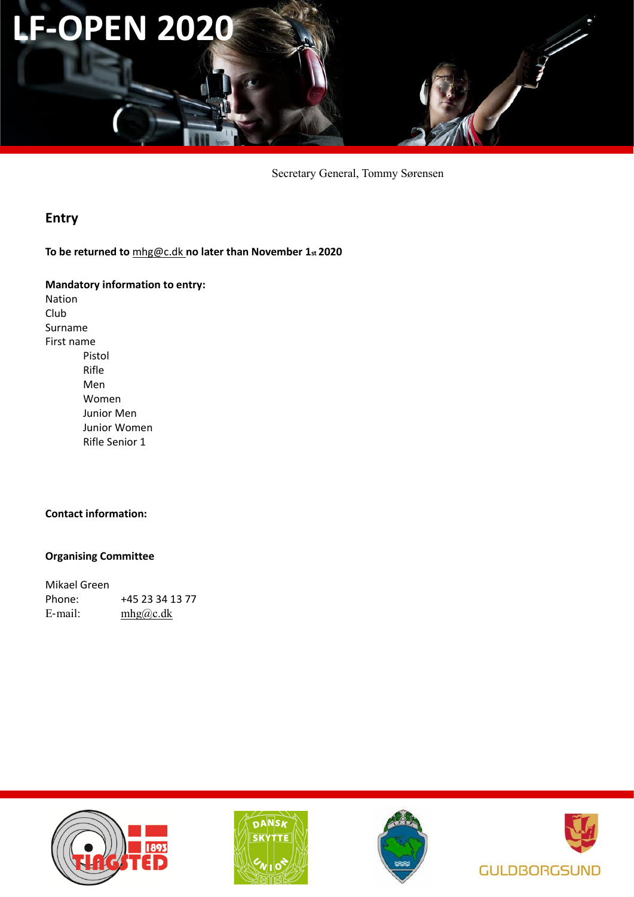# LF-OPEN 2020

Secretary General, Tommy Sørensen

## Entry

**To be returned to** mhg@c.dk **no later than November 1st 2020**

**Mandatory information to entry:**

Nation
Club
Surname
First name

- Pistol
- Rifle
- Men
- Women
- Junior Men
- Junior Women
- Rifle Senior 1

**Contact information:**

**Organising Committee**

Mikael Green
Phone: +45 23 34 13 77
E-mail: mhg@c.dk